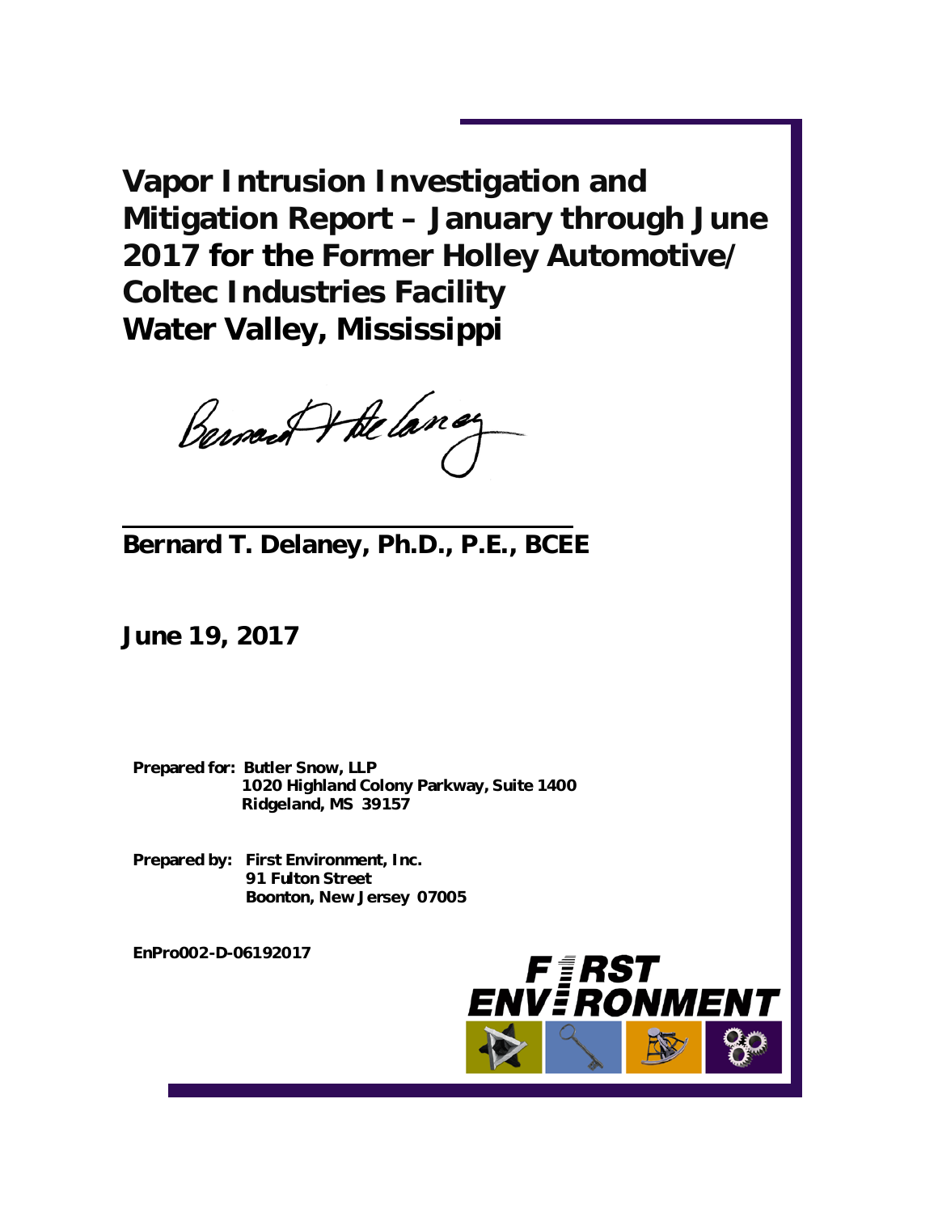# Vapor Intrusion Investigation and Mitigation Report – January through June 2017 for the Former Holley Automotive/ Coltec Industries Facility Water Valley, Mississippi

**Bernard T. Delaney, Ph.D., P.E., BCEE**

**June 19, 2017**

**Prepared for:** Butler Snow, LLP
1020 Highland Colony Parkway, Suite 1400
Ridgeland, MS 39157

**Prepared by:** First Environment, Inc.
91 Fulton Street
Boonton, New Jersey 07005

EnPro002-D-06192017

FIRST ENVIRONMENT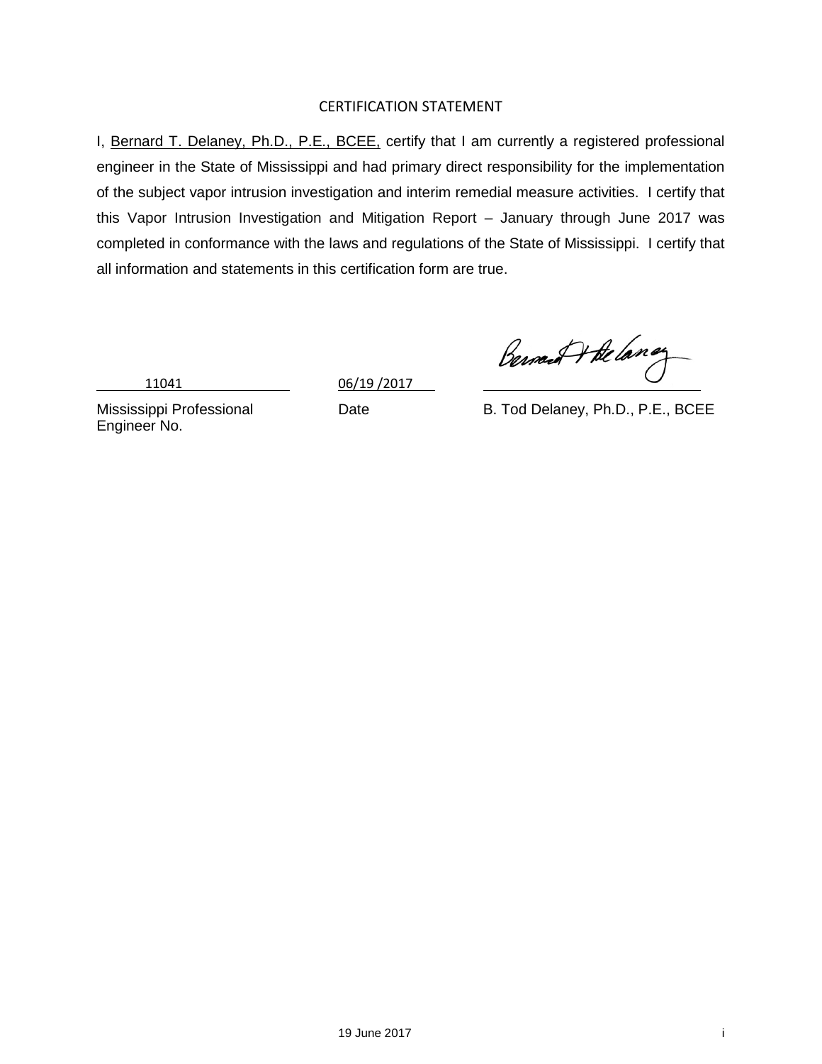## CERTIFICATION STATEMENT

I, Bernard T. Delaney, Ph.D., P.E., BCEE, certify that I am currently a registered professional engineer in the State of Mississippi and had primary direct responsibility for the implementation of the subject vapor intrusion investigation and interim remedial measure activities. I certify that this Vapor Intrusion Investigation and Mitigation Report – January through June 2017 was completed in conformance with the laws and regulations of the State of Mississippi. I certify that all information and statements in this certification form are true.

| | | |
|---|---|---|
| 11041 | 06/19 /2017 | |
| Mississippi Professional Engineer No. | Date | B. Tod Delaney, Ph.D., P.E., BCEE |

19 June 2017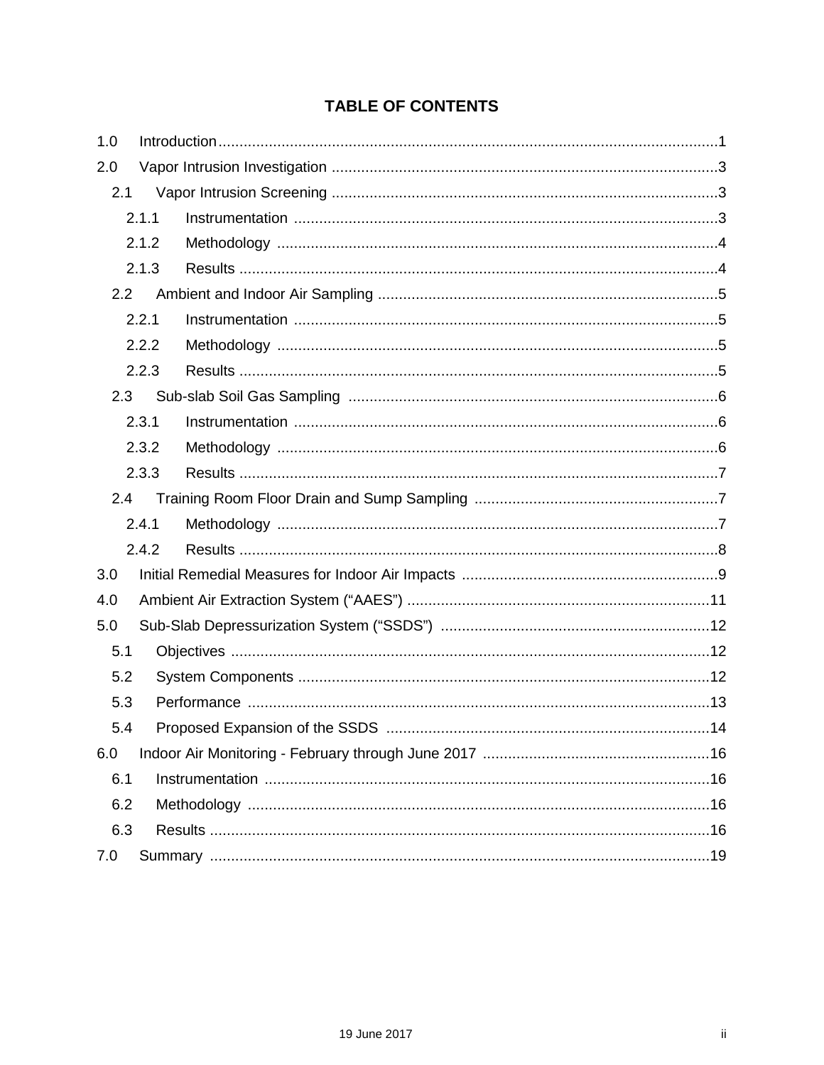# TABLE OF CONTENTS

1.0 Introduction ........................................................................................................................ 1

2.0 Vapor Intrusion Investigation ............................................................................................ 3

2.1 Vapor Intrusion Screening ............................................................................................ 3

2.1.1 Instrumentation .................................................................................................... 3

2.1.2 Methodology ........................................................................................................ 4

2.1.3 Results ................................................................................................................. 4

2.2 Ambient and Indoor Air Sampling ................................................................................. 5

2.2.1 Instrumentation .................................................................................................... 5

2.2.2 Methodology ........................................................................................................ 5

2.2.3 Results ................................................................................................................. 5

2.3 Sub-slab Soil Gas Sampling ........................................................................................ 6

2.3.1 Instrumentation .................................................................................................... 6

2.3.2 Methodology ........................................................................................................ 6

2.3.3 Results ................................................................................................................. 7

2.4 Training Room Floor Drain and Sump Sampling .......................................................... 7

2.4.1 Methodology ........................................................................................................ 7

2.4.2 Results ................................................................................................................. 8

3.0 Initial Remedial Measures for Indoor Air Impacts ............................................................. 9

4.0 Ambient Air Extraction System ("AAES") ........................................................................ 11

5.0 Sub-Slab Depressurization System ("SSDS") ................................................................ 12

5.1 Objectives .................................................................................................................. 12

5.2 System Components .................................................................................................. 12

5.3 Performance .............................................................................................................. 13

5.4 Proposed Expansion of the SSDS ............................................................................. 14

6.0 Indoor Air Monitoring - February through June 2017 ...................................................... 16

6.1 Instrumentation .......................................................................................................... 16

6.2 Methodology .............................................................................................................. 16

6.3 Results ....................................................................................................................... 16

7.0 Summary ....................................................................................................................... 19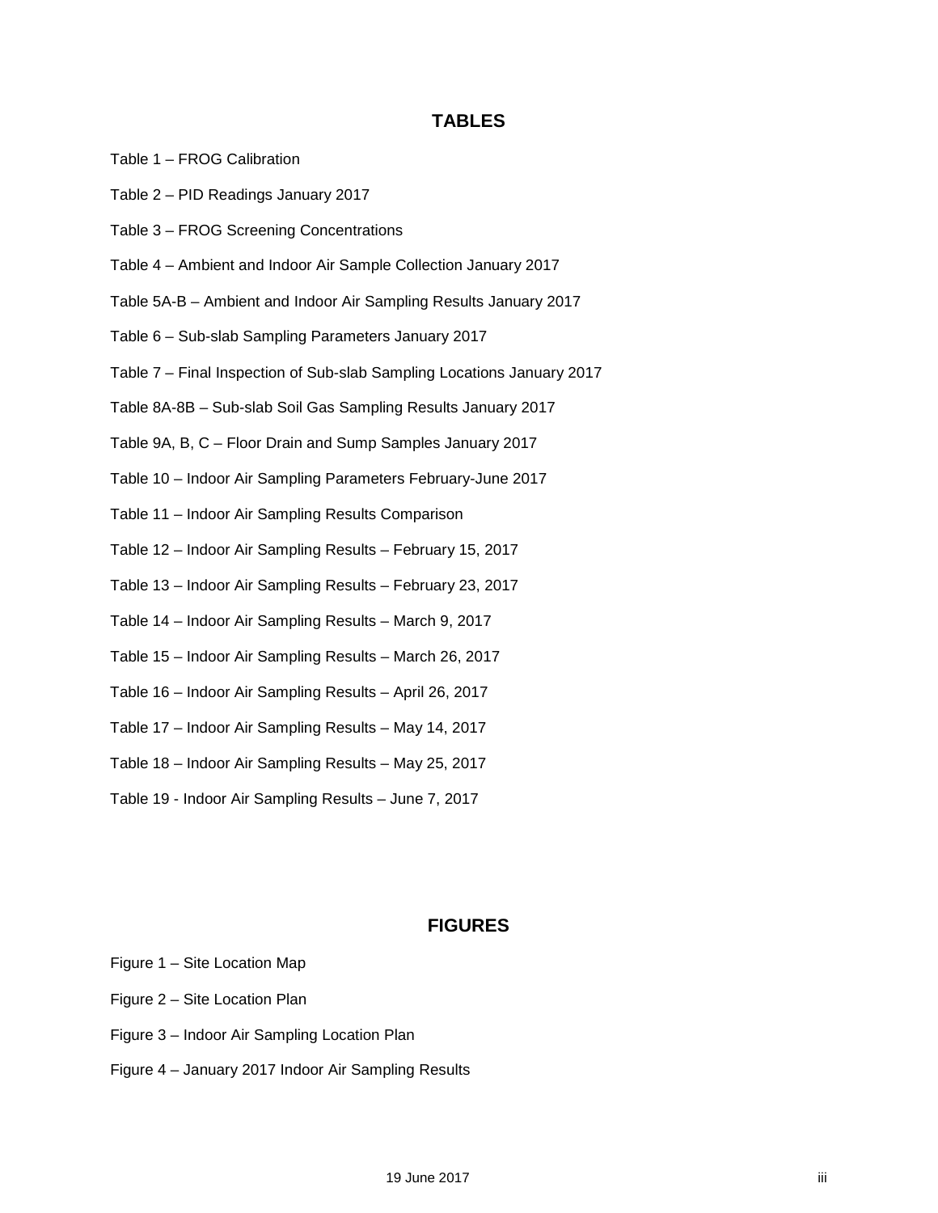## TABLES

Table 1 – FROG Calibration

Table 2 – PID Readings January 2017

Table 3 – FROG Screening Concentrations

Table 4 – Ambient and Indoor Air Sample Collection January 2017

Table 5A-B – Ambient and Indoor Air Sampling Results January 2017

Table 6 – Sub-slab Sampling Parameters January 2017

Table 7 – Final Inspection of Sub-slab Sampling Locations January 2017

Table 8A-8B – Sub-slab Soil Gas Sampling Results January 2017

Table 9A, B, C – Floor Drain and Sump Samples January 2017

Table 10 – Indoor Air Sampling Parameters February-June 2017

Table 11 – Indoor Air Sampling Results Comparison

Table 12 – Indoor Air Sampling Results – February 15, 2017

Table 13 – Indoor Air Sampling Results – February 23, 2017

Table 14 – Indoor Air Sampling Results – March 9, 2017

Table 15 – Indoor Air Sampling Results – March 26, 2017

Table 16 – Indoor Air Sampling Results – April 26, 2017

Table 17 – Indoor Air Sampling Results – May 14, 2017

Table 18 – Indoor Air Sampling Results – May 25, 2017

Table 19 - Indoor Air Sampling Results – June 7, 2017

## FIGURES

Figure 1 – Site Location Map

Figure 2 – Site Location Plan

Figure 3 – Indoor Air Sampling Location Plan

Figure 4 – January 2017 Indoor Air Sampling Results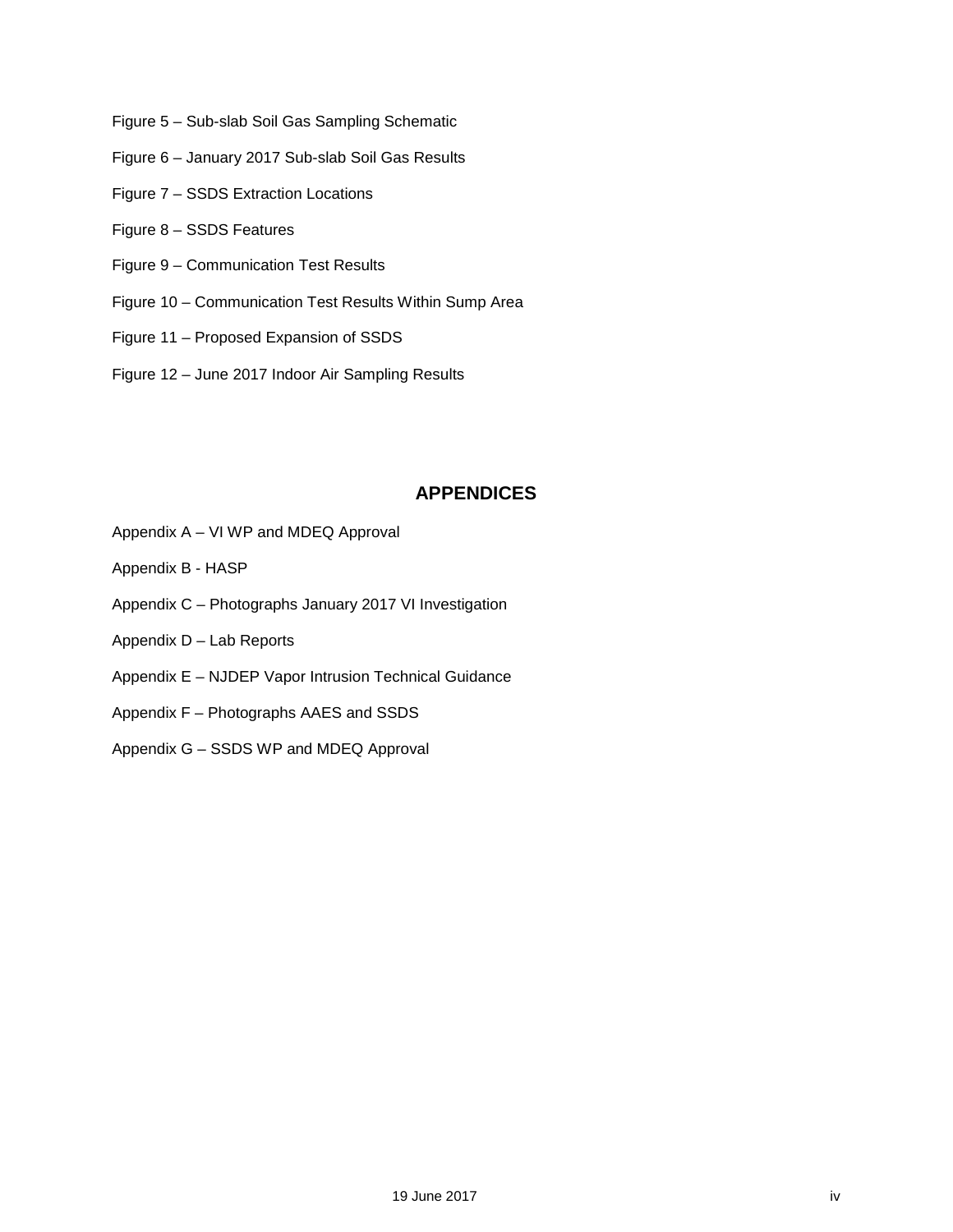Figure 5 – Sub-slab Soil Gas Sampling Schematic

Figure 6 – January 2017 Sub-slab Soil Gas Results

Figure 7 – SSDS Extraction Locations

Figure 8 – SSDS Features

Figure 9 – Communication Test Results

Figure 10 – Communication Test Results Within Sump Area

Figure 11 – Proposed Expansion of SSDS

Figure 12 – June 2017 Indoor Air Sampling Results

## APPENDICES

Appendix A – VI WP and MDEQ Approval

Appendix B - HASP

Appendix C – Photographs January 2017 VI Investigation

Appendix D – Lab Reports

Appendix E – NJDEP Vapor Intrusion Technical Guidance

Appendix F – Photographs AAES and SSDS

Appendix G – SSDS WP and MDEQ Approval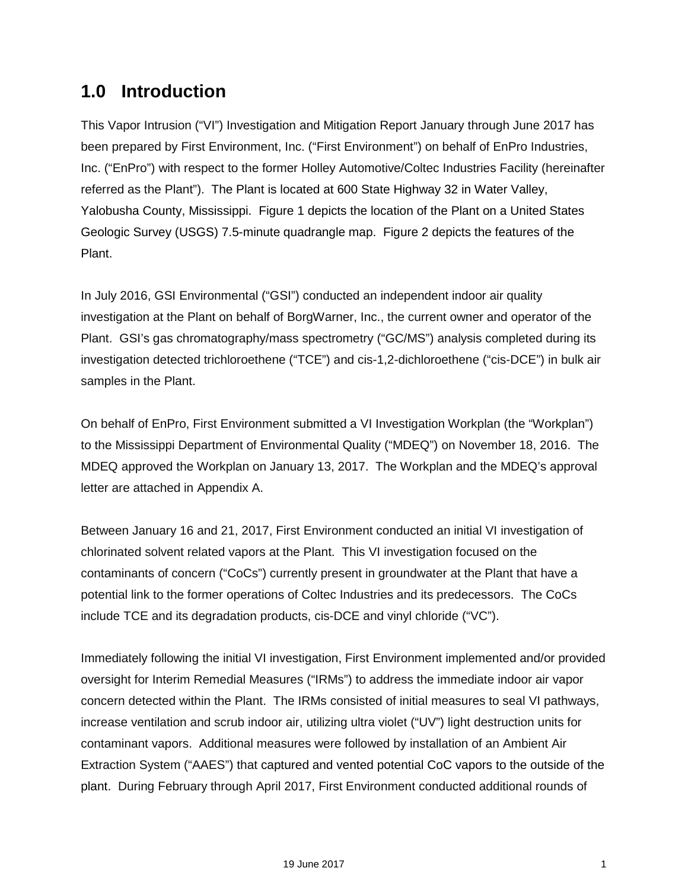## 1.0 Introduction

This Vapor Intrusion (“VI”) Investigation and Mitigation Report January through June 2017 has been prepared by First Environment, Inc. (“First Environment”) on behalf of EnPro Industries, Inc. (“EnPro”) with respect to the former Holley Automotive/Coltec Industries Facility (hereinafter referred as the Plant”). The Plant is located at 600 State Highway 32 in Water Valley, Yalobusha County, Mississippi. Figure 1 depicts the location of the Plant on a United States Geologic Survey (USGS) 7.5-minute quadrangle map. Figure 2 depicts the features of the Plant.

In July 2016, GSI Environmental (“GSI”) conducted an independent indoor air quality investigation at the Plant on behalf of BorgWarner, Inc., the current owner and operator of the Plant. GSI’s gas chromatography/mass spectrometry (“GC/MS”) analysis completed during its investigation detected trichloroethene (“TCE”) and cis-1,2-dichloroethene (“cis-DCE”) in bulk air samples in the Plant.

On behalf of EnPro, First Environment submitted a VI Investigation Workplan (the “Workplan”) to the Mississippi Department of Environmental Quality (“MDEQ”) on November 18, 2016. The MDEQ approved the Workplan on January 13, 2017. The Workplan and the MDEQ’s approval letter are attached in Appendix A.

Between January 16 and 21, 2017, First Environment conducted an initial VI investigation of chlorinated solvent related vapors at the Plant. This VI investigation focused on the contaminants of concern (“CoCs”) currently present in groundwater at the Plant that have a potential link to the former operations of Coltec Industries and its predecessors. The CoCs include TCE and its degradation products, cis-DCE and vinyl chloride (“VC”).

Immediately following the initial VI investigation, First Environment implemented and/or provided oversight for Interim Remedial Measures (“IRMs”) to address the immediate indoor air vapor concern detected within the Plant. The IRMs consisted of initial measures to seal VI pathways, increase ventilation and scrub indoor air, utilizing ultra violet (“UV”) light destruction units for contaminant vapors. Additional measures were followed by installation of an Ambient Air Extraction System (“AAES”) that captured and vented potential CoC vapors to the outside of the plant. During February through April 2017, First Environment conducted additional rounds of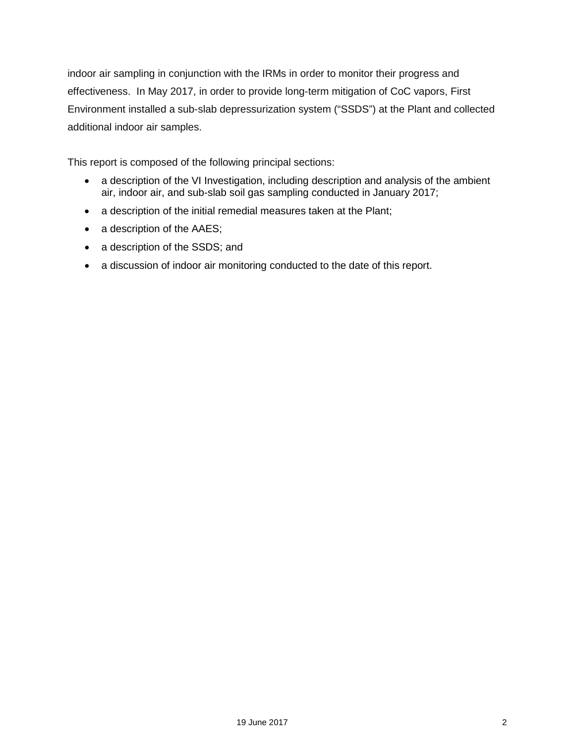indoor air sampling in conjunction with the IRMs in order to monitor their progress and effectiveness. In May 2017, in order to provide long-term mitigation of CoC vapors, First Environment installed a sub-slab depressurization system ("SSDS") at the Plant and collected additional indoor air samples.

This report is composed of the following principal sections:

- a description of the VI Investigation, including description and analysis of the ambient air, indoor air, and sub-slab soil gas sampling conducted in January 2017;
- a description of the initial remedial measures taken at the Plant;
- a description of the AAES;
- a description of the SSDS; and
- a discussion of indoor air monitoring conducted to the date of this report.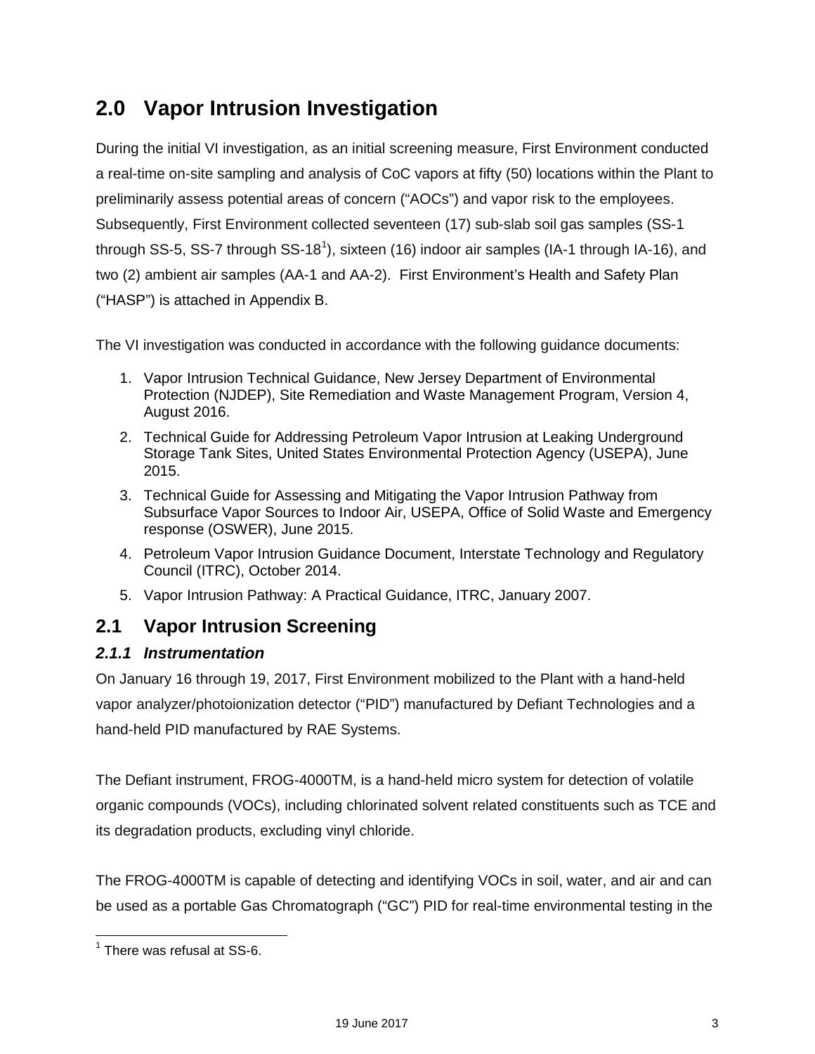# 2.0 Vapor Intrusion Investigation

During the initial VI investigation, as an initial screening measure, First Environment conducted a real-time on-site sampling and analysis of CoC vapors at fifty (50) locations within the Plant to preliminarily assess potential areas of concern ("AOCs") and vapor risk to the employees. Subsequently, First Environment collected seventeen (17) sub-slab soil gas samples (SS-1 through SS-5, SS-7 through SS-18[1]), sixteen (16) indoor air samples (IA-1 through IA-16), and two (2) ambient air samples (AA-1 and AA-2). First Environment's Health and Safety Plan ("HASP") is attached in Appendix B.

The VI investigation was conducted in accordance with the following guidance documents:

1. Vapor Intrusion Technical Guidance, New Jersey Department of Environmental Protection (NJDEP), Site Remediation and Waste Management Program, Version 4, August 2016.
2. Technical Guide for Addressing Petroleum Vapor Intrusion at Leaking Underground Storage Tank Sites, United States Environmental Protection Agency (USEPA), June 2015.
3. Technical Guide for Assessing and Mitigating the Vapor Intrusion Pathway from Subsurface Vapor Sources to Indoor Air, USEPA, Office of Solid Waste and Emergency response (OSWER), June 2015.
4. Petroleum Vapor Intrusion Guidance Document, Interstate Technology and Regulatory Council (ITRC), October 2014.
5. Vapor Intrusion Pathway: A Practical Guidance, ITRC, January 2007.

## 2.1 Vapor Intrusion Screening

### *2.1.1 Instrumentation*

On January 16 through 19, 2017, First Environment mobilized to the Plant with a hand-held vapor analyzer/photoionization detector ("PID") manufactured by Defiant Technologies and a hand-held PID manufactured by RAE Systems.

The Defiant instrument, FROG-4000TM, is a hand-held micro system for detection of volatile organic compounds (VOCs), including chlorinated solvent related constituents such as TCE and its degradation products, excluding vinyl chloride.

The FROG-4000TM is capable of detecting and identifying VOCs in soil, water, and air and can be used as a portable Gas Chromatograph ("GC") PID for real-time environmental testing in the

[1] There was refusal at SS-6.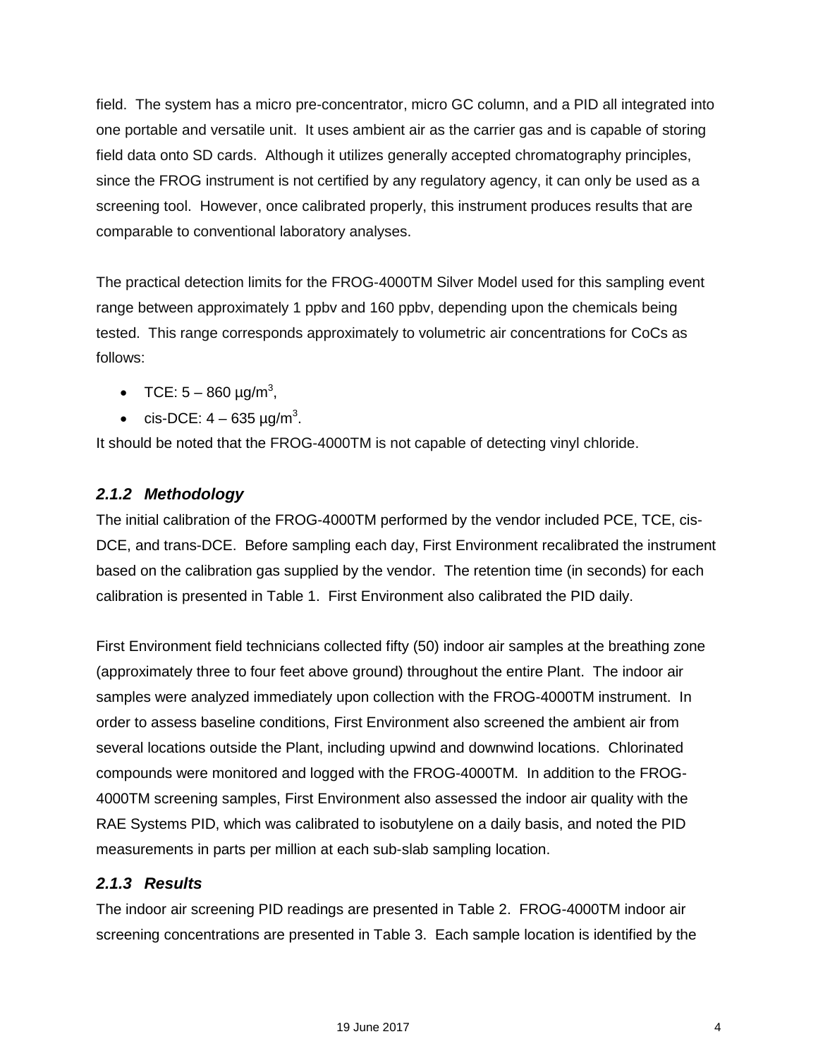field. The system has a micro pre-concentrator, micro GC column, and a PID all integrated into one portable and versatile unit. It uses ambient air as the carrier gas and is capable of storing field data onto SD cards. Although it utilizes generally accepted chromatography principles, since the FROG instrument is not certified by any regulatory agency, it can only be used as a screening tool. However, once calibrated properly, this instrument produces results that are comparable to conventional laboratory analyses.

The practical detection limits for the FROG-4000TM Silver Model used for this sampling event range between approximately 1 ppbv and 160 ppbv, depending upon the chemicals being tested. This range corresponds approximately to volumetric air concentrations for CoCs as follows:

- TCE: 5 – 860 µg/m$^3$,
- cis-DCE: 4 – 635 µg/m$^3$.

It should be noted that the FROG-4000TM is not capable of detecting vinyl chloride.

### *2.1.2 Methodology*

The initial calibration of the FROG-4000TM performed by the vendor included PCE, TCE, cis-DCE, and trans-DCE. Before sampling each day, First Environment recalibrated the instrument based on the calibration gas supplied by the vendor. The retention time (in seconds) for each calibration is presented in Table 1. First Environment also calibrated the PID daily.

First Environment field technicians collected fifty (50) indoor air samples at the breathing zone (approximately three to four feet above ground) throughout the entire Plant. The indoor air samples were analyzed immediately upon collection with the FROG-4000TM instrument. In order to assess baseline conditions, First Environment also screened the ambient air from several locations outside the Plant, including upwind and downwind locations. Chlorinated compounds were monitored and logged with the FROG-4000TM. In addition to the FROG-4000TM screening samples, First Environment also assessed the indoor air quality with the RAE Systems PID, which was calibrated to isobutylene on a daily basis, and noted the PID measurements in parts per million at each sub-slab sampling location.

### *2.1.3 Results*

The indoor air screening PID readings are presented in Table 2. FROG-4000TM indoor air screening concentrations are presented in Table 3. Each sample location is identified by the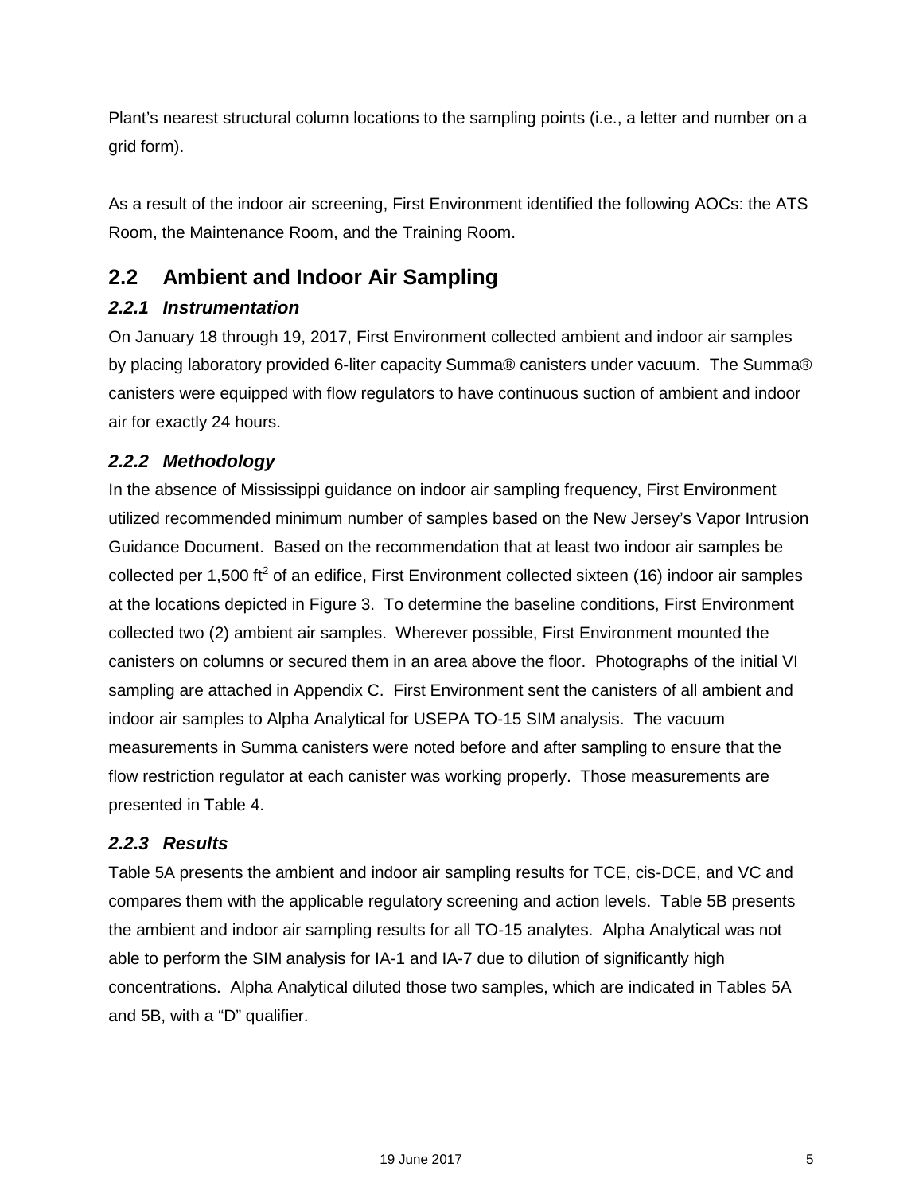Plant’s nearest structural column locations to the sampling points (i.e., a letter and number on a grid form).

As a result of the indoor air screening, First Environment identified the following AOCs: the ATS Room, the Maintenance Room, and the Training Room.

## 2.2 Ambient and Indoor Air Sampling

### *2.2.1 Instrumentation*

On January 18 through 19, 2017, First Environment collected ambient and indoor air samples by placing laboratory provided 6-liter capacity Summa® canisters under vacuum. The Summa® canisters were equipped with flow regulators to have continuous suction of ambient and indoor air for exactly 24 hours.

### *2.2.2 Methodology*

In the absence of Mississippi guidance on indoor air sampling frequency, First Environment utilized recommended minimum number of samples based on the New Jersey’s Vapor Intrusion Guidance Document. Based on the recommendation that at least two indoor air samples be collected per 1,500 $ft^2$ of an edifice, First Environment collected sixteen (16) indoor air samples at the locations depicted in Figure 3. To determine the baseline conditions, First Environment collected two (2) ambient air samples. Wherever possible, First Environment mounted the canisters on columns or secured them in an area above the floor. Photographs of the initial VI sampling are attached in Appendix C. First Environment sent the canisters of all ambient and indoor air samples to Alpha Analytical for USEPA TO-15 SIM analysis. The vacuum measurements in Summa canisters were noted before and after sampling to ensure that the flow restriction regulator at each canister was working properly. Those measurements are presented in Table 4.

### *2.2.3 Results*

Table 5A presents the ambient and indoor air sampling results for TCE, cis-DCE, and VC and compares them with the applicable regulatory screening and action levels. Table 5B presents the ambient and indoor air sampling results for all TO-15 analytes. Alpha Analytical was not able to perform the SIM analysis for IA-1 and IA-7 due to dilution of significantly high concentrations. Alpha Analytical diluted those two samples, which are indicated in Tables 5A and 5B, with a “D” qualifier.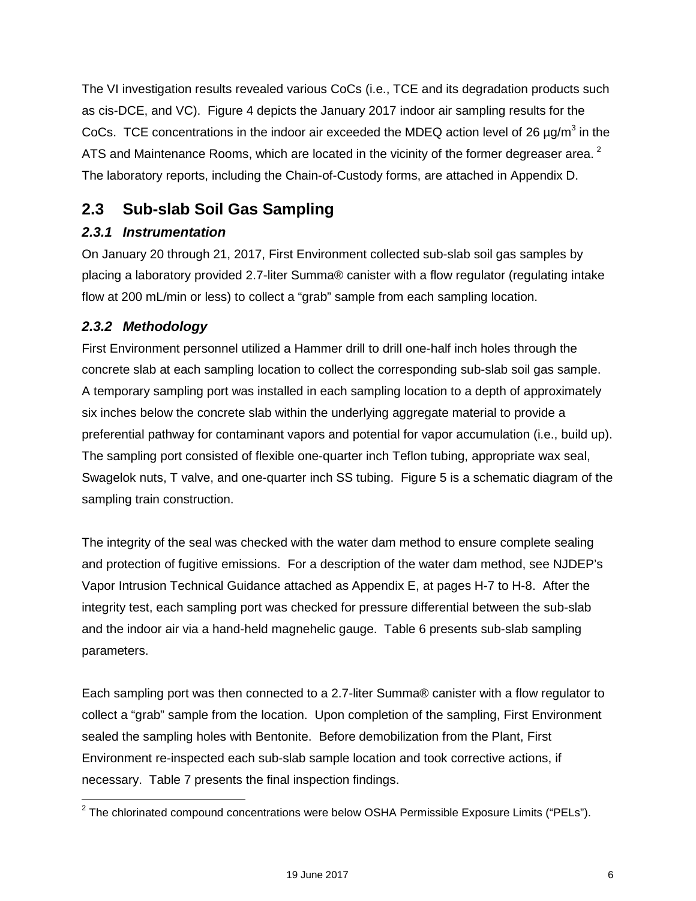The VI investigation results revealed various CoCs (i.e., TCE and its degradation products such as cis-DCE, and VC). Figure 4 depicts the January 2017 indoor air sampling results for the CoCs. TCE concentrations in the indoor air exceeded the MDEQ action level of 26 µg/m$^3$ in the ATS and Maintenance Rooms, which are located in the vicinity of the former degreaser area. [2] The laboratory reports, including the Chain-of-Custody forms, are attached in Appendix D.

## 2.3 Sub-slab Soil Gas Sampling

### *2.3.1 Instrumentation*

On January 20 through 21, 2017, First Environment collected sub-slab soil gas samples by placing a laboratory provided 2.7-liter Summa® canister with a flow regulator (regulating intake flow at 200 mL/min or less) to collect a "grab" sample from each sampling location.

### *2.3.2 Methodology*

First Environment personnel utilized a Hammer drill to drill one-half inch holes through the concrete slab at each sampling location to collect the corresponding sub-slab soil gas sample. A temporary sampling port was installed in each sampling location to a depth of approximately six inches below the concrete slab within the underlying aggregate material to provide a preferential pathway for contaminant vapors and potential for vapor accumulation (i.e., build up). The sampling port consisted of flexible one-quarter inch Teflon tubing, appropriate wax seal, Swagelok nuts, T valve, and one-quarter inch SS tubing. Figure 5 is a schematic diagram of the sampling train construction.

The integrity of the seal was checked with the water dam method to ensure complete sealing and protection of fugitive emissions. For a description of the water dam method, see NJDEP's Vapor Intrusion Technical Guidance attached as Appendix E, at pages H-7 to H-8. After the integrity test, each sampling port was checked for pressure differential between the sub-slab and the indoor air via a hand-held magnehelic gauge. Table 6 presents sub-slab sampling parameters.

Each sampling port was then connected to a 2.7-liter Summa® canister with a flow regulator to collect a "grab" sample from the location. Upon completion of the sampling, First Environment sealed the sampling holes with Bentonite. Before demobilization from the Plant, First Environment re-inspected each sub-slab sample location and took corrective actions, if necessary. Table 7 presents the final inspection findings.

[2] The chlorinated compound concentrations were below OSHA Permissible Exposure Limits ("PELs").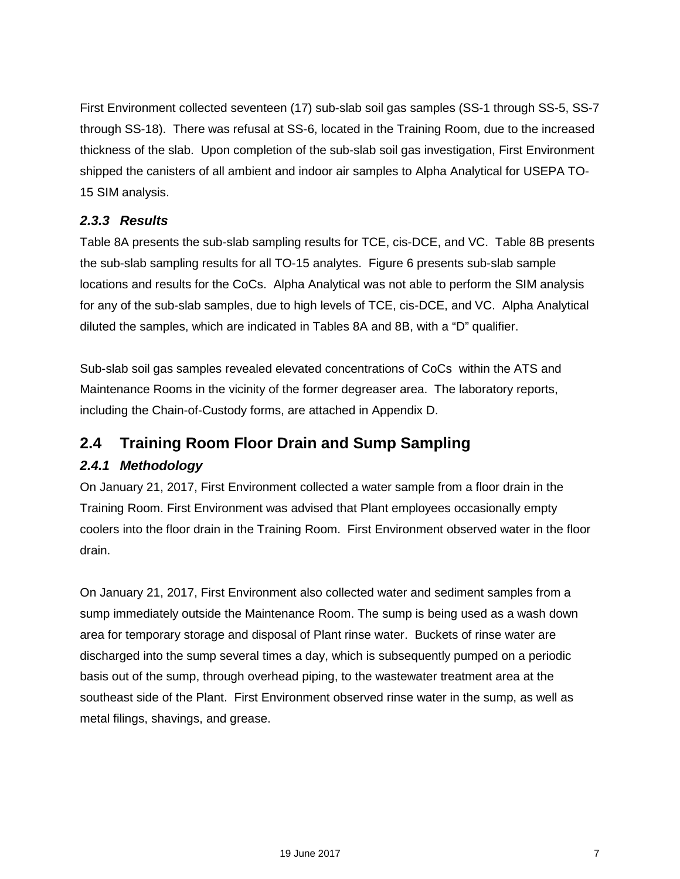First Environment collected seventeen (17) sub-slab soil gas samples (SS-1 through SS-5, SS-7 through SS-18). There was refusal at SS-6, located in the Training Room, due to the increased thickness of the slab. Upon completion of the sub-slab soil gas investigation, First Environment shipped the canisters of all ambient and indoor air samples to Alpha Analytical for USEPA TO-15 SIM analysis.

### *2.3.3 Results*

Table 8A presents the sub-slab sampling results for TCE, cis-DCE, and VC. Table 8B presents the sub-slab sampling results for all TO-15 analytes. Figure 6 presents sub-slab sample locations and results for the CoCs. Alpha Analytical was not able to perform the SIM analysis for any of the sub-slab samples, due to high levels of TCE, cis-DCE, and VC. Alpha Analytical diluted the samples, which are indicated in Tables 8A and 8B, with a "D" qualifier.

Sub-slab soil gas samples revealed elevated concentrations of CoCs within the ATS and Maintenance Rooms in the vicinity of the former degreaser area. The laboratory reports, including the Chain-of-Custody forms, are attached in Appendix D.

## 2.4 Training Room Floor Drain and Sump Sampling

### *2.4.1 Methodology*

On January 21, 2017, First Environment collected a water sample from a floor drain in the Training Room. First Environment was advised that Plant employees occasionally empty coolers into the floor drain in the Training Room. First Environment observed water in the floor drain.

On January 21, 2017, First Environment also collected water and sediment samples from a sump immediately outside the Maintenance Room. The sump is being used as a wash down area for temporary storage and disposal of Plant rinse water. Buckets of rinse water are discharged into the sump several times a day, which is subsequently pumped on a periodic basis out of the sump, through overhead piping, to the wastewater treatment area at the southeast side of the Plant. First Environment observed rinse water in the sump, as well as metal filings, shavings, and grease.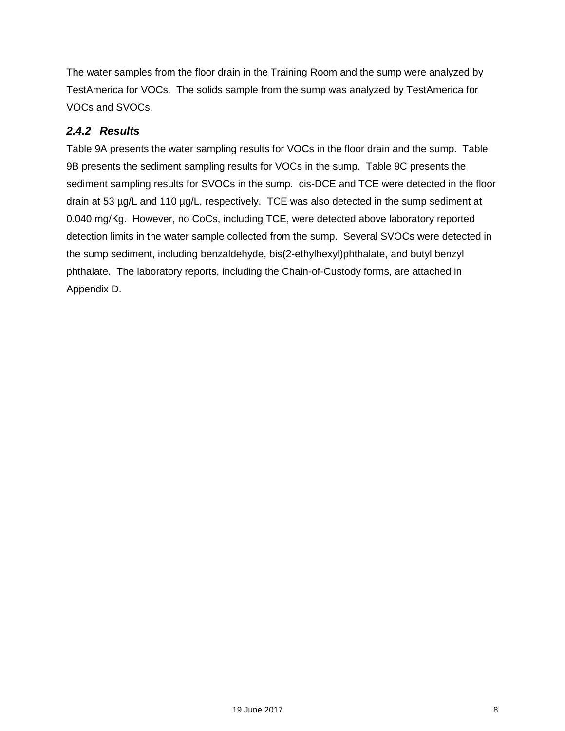The water samples from the floor drain in the Training Room and the sump were analyzed by TestAmerica for VOCs. The solids sample from the sump was analyzed by TestAmerica for VOCs and SVOCs.

### *2.4.2 Results*

Table 9A presents the water sampling results for VOCs in the floor drain and the sump. Table 9B presents the sediment sampling results for VOCs in the sump. Table 9C presents the sediment sampling results for SVOCs in the sump. cis-DCE and TCE were detected in the floor drain at 53 µg/L and 110 µg/L, respectively. TCE was also detected in the sump sediment at 0.040 mg/Kg. However, no CoCs, including TCE, were detected above laboratory reported detection limits in the water sample collected from the sump. Several SVOCs were detected in the sump sediment, including benzaldehyde, bis(2-ethylhexyl)phthalate, and butyl benzyl phthalate. The laboratory reports, including the Chain-of-Custody forms, are attached in Appendix D.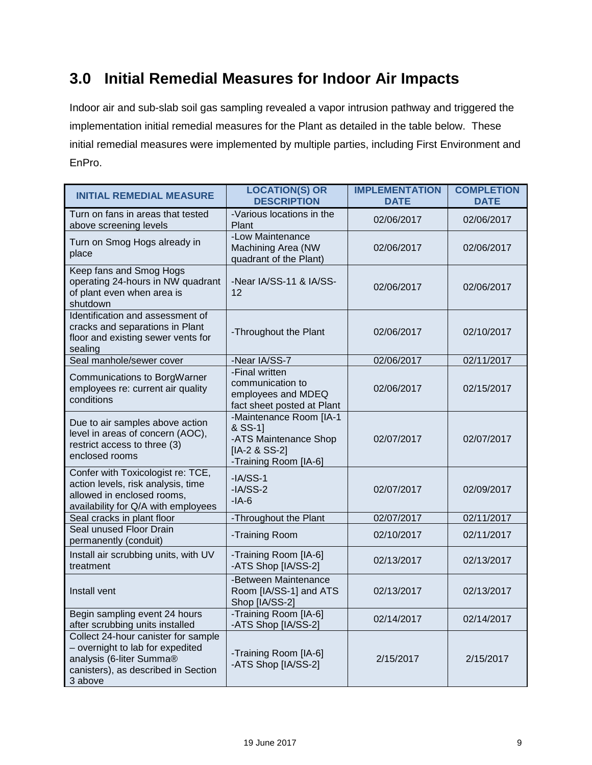## 3.0 Initial Remedial Measures for Indoor Air Impacts

Indoor air and sub-slab soil gas sampling revealed a vapor intrusion pathway and triggered the implementation initial remedial measures for the Plant as detailed in the table below. These initial remedial measures were implemented by multiple parties, including First Environment and EnPro.

| INITIAL REMEDIAL MEASURE | LOCATION(S) OR DESCRIPTION | IMPLEMENTATION DATE | COMPLETION DATE |
|---|---|---|---|
| Turn on fans in areas that tested above screening levels | -Various locations in the Plant | 02/06/2017 | 02/06/2017 |
| Turn on Smog Hogs already in place | -Low Maintenance Machining Area (NW quadrant of the Plant) | 02/06/2017 | 02/06/2017 |
| Keep fans and Smog Hogs operating 24-hours in NW quadrant of plant even when area is shutdown | -Near IA/SS-11 & IA/SS-12 | 02/06/2017 | 02/06/2017 |
| Identification and assessment of cracks and separations in Plant floor and existing sewer vents for sealing | -Throughout the Plant | 02/06/2017 | 02/10/2017 |
| Seal manhole/sewer cover | -Near IA/SS-7 | 02/06/2017 | 02/11/2017 |
| Communications to BorgWarner employees re: current air quality conditions | -Final written communication to employees and MDEQ fact sheet posted at Plant | 02/06/2017 | 02/15/2017 |
| Due to air samples above action level in areas of concern (AOC), restrict access to three (3) enclosed rooms | -Maintenance Room [IA-1 & SS-1]<br>-ATS Maintenance Shop [IA-2 & SS-2]<br>-Training Room [IA-6] | 02/07/2017 | 02/07/2017 |
| Confer with Toxicologist re: TCE, action levels, risk analysis, time allowed in enclosed rooms, availability for Q/A with employees | -IA/SS-1<br>-IA/SS-2<br>-IA-6 | 02/07/2017 | 02/09/2017 |
| Seal cracks in plant floor | -Throughout the Plant | 02/07/2017 | 02/11/2017 |
| Seal unused Floor Drain permanently (conduit) | -Training Room | 02/10/2017 | 02/11/2017 |
| Install air scrubbing units, with UV treatment | -Training Room [IA-6]<br>-ATS Shop [IA/SS-2] | 02/13/2017 | 02/13/2017 |
| Install vent | -Between Maintenance Room [IA/SS-1] and ATS Shop [IA/SS-2] | 02/13/2017 | 02/13/2017 |
| Begin sampling event 24 hours after scrubbing units installed | -Training Room [IA-6]<br>-ATS Shop [IA/SS-2] | 02/14/2017 | 02/14/2017 |
| Collect 24-hour canister for sample – overnight to lab for expedited analysis (6-liter Summa® canisters), as described in Section 3 above | -Training Room [IA-6]<br>-ATS Shop [IA/SS-2] | 2/15/2017 | 2/15/2017 |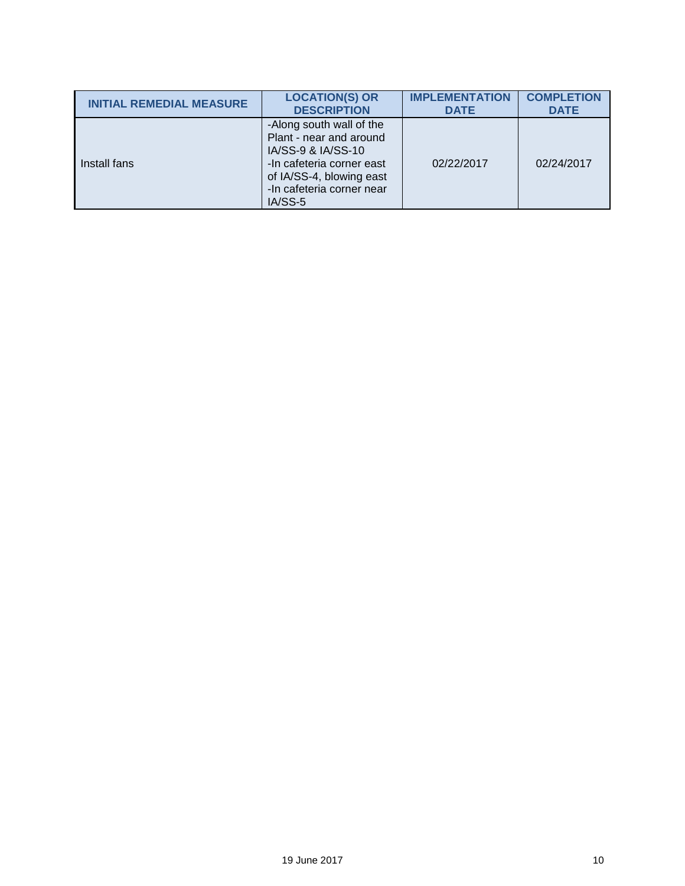| INITIAL REMEDIAL MEASURE | LOCATION(S) OR DESCRIPTION | IMPLEMENTATION DATE | COMPLETION DATE |
|---|---|---|---|
| Install fans | -Along south wall of the Plant - near and around IA/SS-9 & IA/SS-10<br>-In cafeteria corner east of IA/SS-4, blowing east<br>-In cafeteria corner near IA/SS-5 | 02/22/2017 | 02/24/2017 |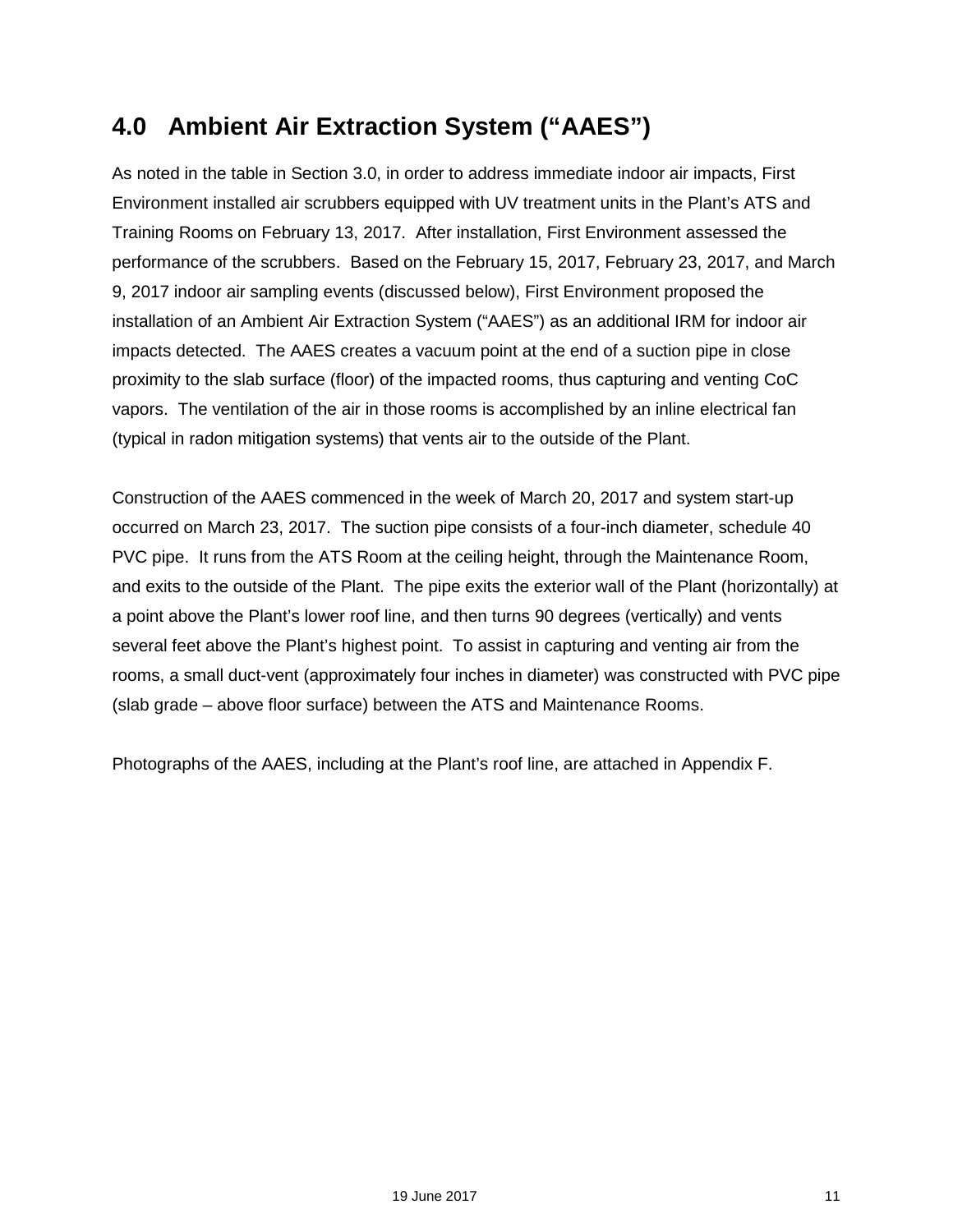## 4.0 Ambient Air Extraction System ("AAES")

As noted in the table in Section 3.0, in order to address immediate indoor air impacts, First Environment installed air scrubbers equipped with UV treatment units in the Plant's ATS and Training Rooms on February 13, 2017. After installation, First Environment assessed the performance of the scrubbers. Based on the February 15, 2017, February 23, 2017, and March 9, 2017 indoor air sampling events (discussed below), First Environment proposed the installation of an Ambient Air Extraction System ("AAES") as an additional IRM for indoor air impacts detected. The AAES creates a vacuum point at the end of a suction pipe in close proximity to the slab surface (floor) of the impacted rooms, thus capturing and venting CoC vapors. The ventilation of the air in those rooms is accomplished by an inline electrical fan (typical in radon mitigation systems) that vents air to the outside of the Plant.

Construction of the AAES commenced in the week of March 20, 2017 and system start-up occurred on March 23, 2017. The suction pipe consists of a four-inch diameter, schedule 40 PVC pipe. It runs from the ATS Room at the ceiling height, through the Maintenance Room, and exits to the outside of the Plant. The pipe exits the exterior wall of the Plant (horizontally) at a point above the Plant's lower roof line, and then turns 90 degrees (vertically) and vents several feet above the Plant's highest point. To assist in capturing and venting air from the rooms, a small duct-vent (approximately four inches in diameter) was constructed with PVC pipe (slab grade – above floor surface) between the ATS and Maintenance Rooms.

Photographs of the AAES, including at the Plant's roof line, are attached in Appendix F.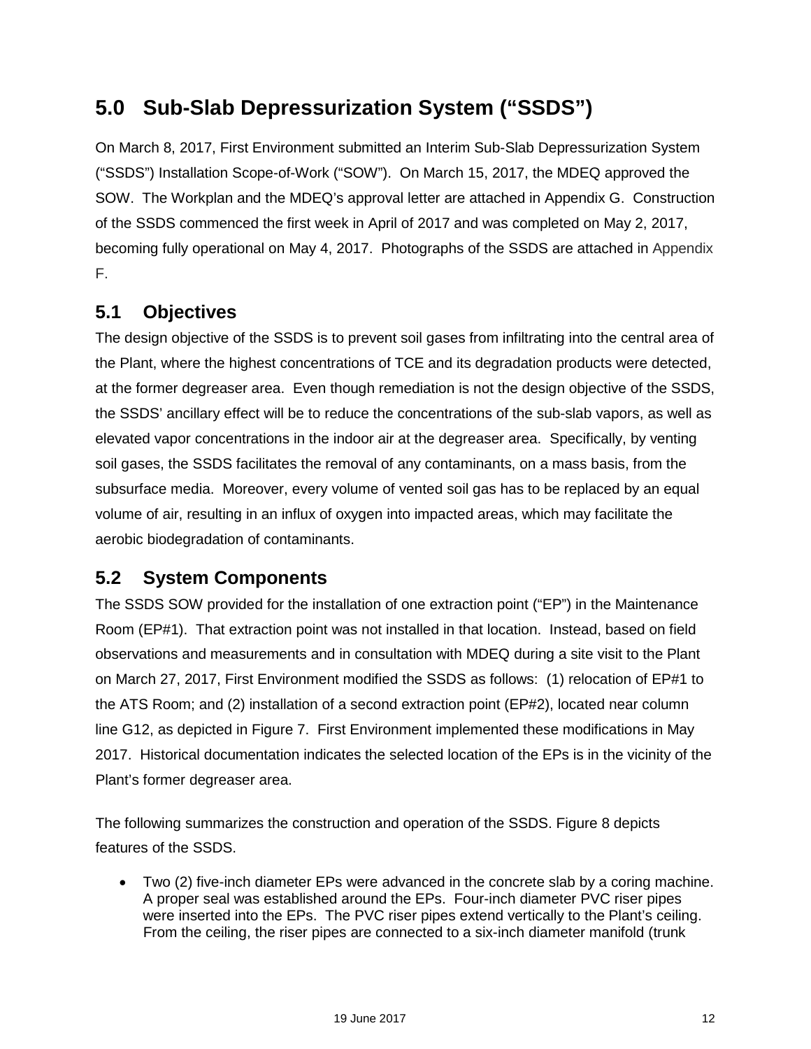# 5.0 Sub-Slab Depressurization System ("SSDS")

On March 8, 2017, First Environment submitted an Interim Sub-Slab Depressurization System ("SSDS") Installation Scope-of-Work ("SOW"). On March 15, 2017, the MDEQ approved the SOW. The Workplan and the MDEQ's approval letter are attached in Appendix G. Construction of the SSDS commenced the first week in April of 2017 and was completed on May 2, 2017, becoming fully operational on May 4, 2017. Photographs of the SSDS are attached in Appendix F.

## 5.1 Objectives

The design objective of the SSDS is to prevent soil gases from infiltrating into the central area of the Plant, where the highest concentrations of TCE and its degradation products were detected, at the former degreaser area. Even though remediation is not the design objective of the SSDS, the SSDS' ancillary effect will be to reduce the concentrations of the sub-slab vapors, as well as elevated vapor concentrations in the indoor air at the degreaser area. Specifically, by venting soil gases, the SSDS facilitates the removal of any contaminants, on a mass basis, from the subsurface media. Moreover, every volume of vented soil gas has to be replaced by an equal volume of air, resulting in an influx of oxygen into impacted areas, which may facilitate the aerobic biodegradation of contaminants.

## 5.2 System Components

The SSDS SOW provided for the installation of one extraction point ("EP") in the Maintenance Room (EP#1). That extraction point was not installed in that location. Instead, based on field observations and measurements and in consultation with MDEQ during a site visit to the Plant on March 27, 2017, First Environment modified the SSDS as follows: (1) relocation of EP#1 to the ATS Room; and (2) installation of a second extraction point (EP#2), located near column line G12, as depicted in Figure 7. First Environment implemented these modifications in May 2017. Historical documentation indicates the selected location of the EPs is in the vicinity of the Plant's former degreaser area.

The following summarizes the construction and operation of the SSDS. Figure 8 depicts features of the SSDS.

- Two (2) five-inch diameter EPs were advanced in the concrete slab by a coring machine. A proper seal was established around the EPs. Four-inch diameter PVC riser pipes were inserted into the EPs. The PVC riser pipes extend vertically to the Plant's ceiling. From the ceiling, the riser pipes are connected to a six-inch diameter manifold (trunk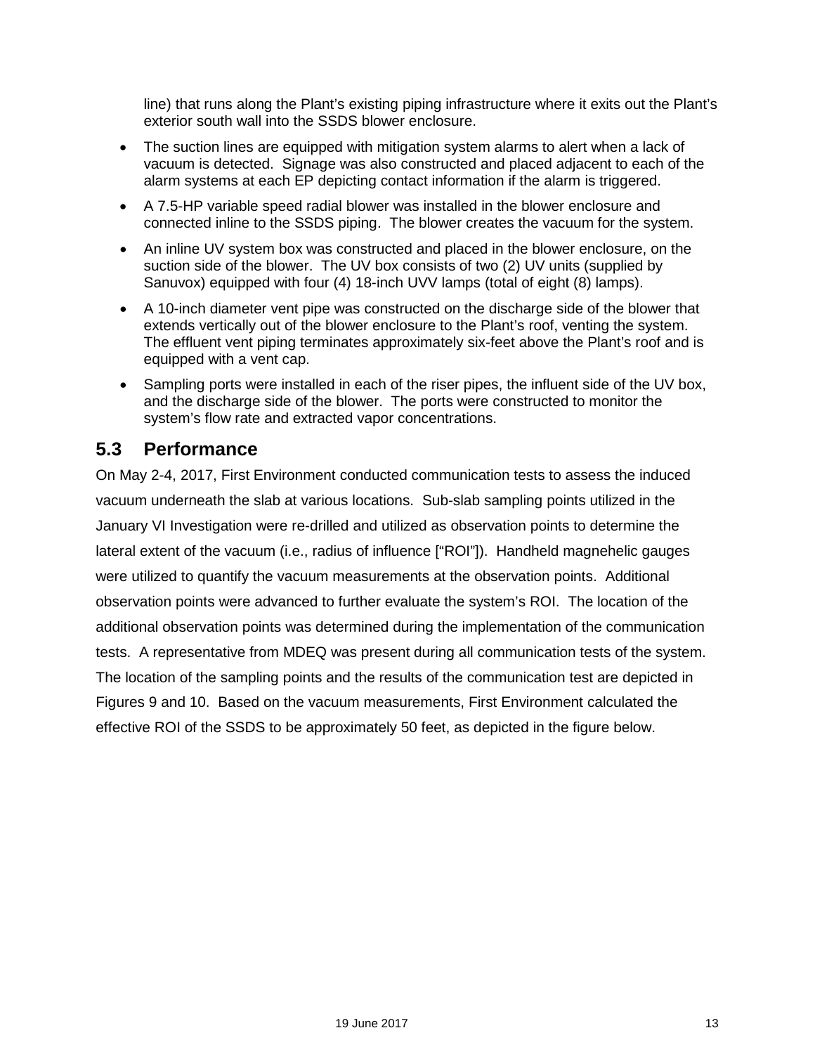line) that runs along the Plant's existing piping infrastructure where it exits out the Plant's exterior south wall into the SSDS blower enclosure.

- The suction lines are equipped with mitigation system alarms to alert when a lack of vacuum is detected. Signage was also constructed and placed adjacent to each of the alarm systems at each EP depicting contact information if the alarm is triggered.
- A 7.5-HP variable speed radial blower was installed in the blower enclosure and connected inline to the SSDS piping. The blower creates the vacuum for the system.
- An inline UV system box was constructed and placed in the blower enclosure, on the suction side of the blower. The UV box consists of two (2) UV units (supplied by Sanuvox) equipped with four (4) 18-inch UVV lamps (total of eight (8) lamps).
- A 10-inch diameter vent pipe was constructed on the discharge side of the blower that extends vertically out of the blower enclosure to the Plant's roof, venting the system. The effluent vent piping terminates approximately six-feet above the Plant's roof and is equipped with a vent cap.
- Sampling ports were installed in each of the riser pipes, the influent side of the UV box, and the discharge side of the blower. The ports were constructed to monitor the system's flow rate and extracted vapor concentrations.

## 5.3 Performance

On May 2-4, 2017, First Environment conducted communication tests to assess the induced vacuum underneath the slab at various locations. Sub-slab sampling points utilized in the January VI Investigation were re-drilled and utilized as observation points to determine the lateral extent of the vacuum (i.e., radius of influence ["ROI"]). Handheld magnehelic gauges were utilized to quantify the vacuum measurements at the observation points. Additional observation points were advanced to further evaluate the system's ROI. The location of the additional observation points was determined during the implementation of the communication tests. A representative from MDEQ was present during all communication tests of the system. The location of the sampling points and the results of the communication test are depicted in Figures 9 and 10. Based on the vacuum measurements, First Environment calculated the effective ROI of the SSDS to be approximately 50 feet, as depicted in the figure below.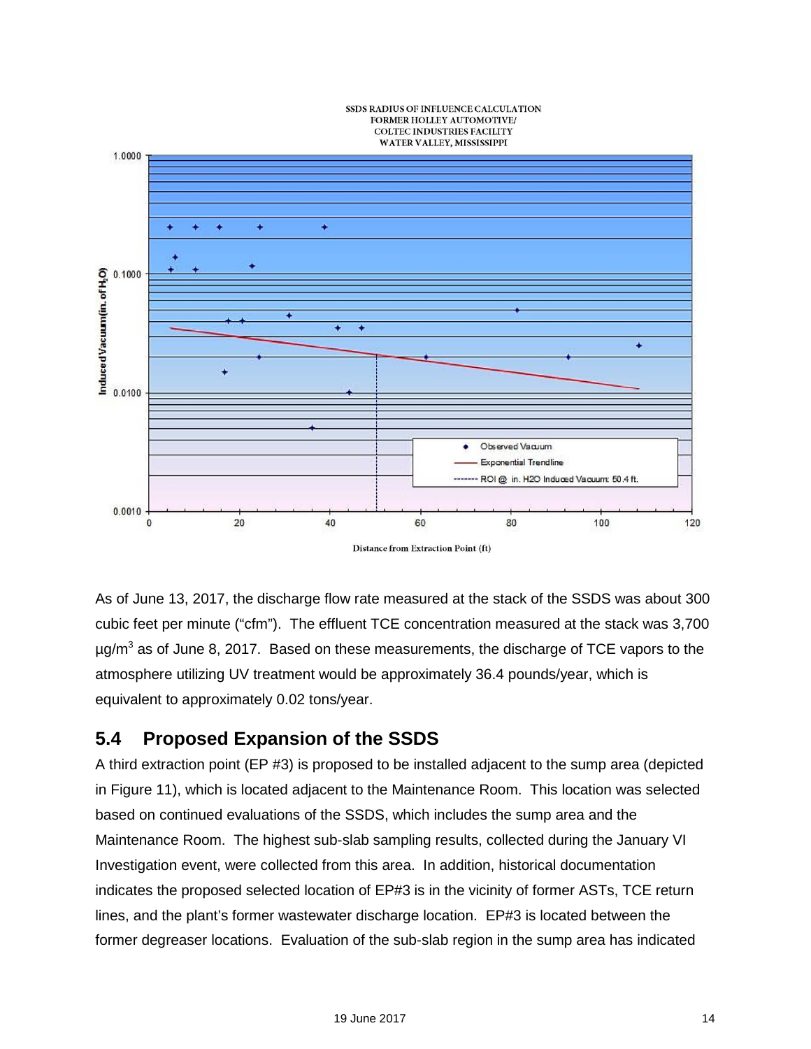SSDS RADIUS OF INFLUENCE CALCULATION
FORMER HOLLEY AUTOMOTIVE/
COLTEC INDUSTRIES FACILITY
WATER VALLEY, MISSISSIPPI

Induced Vacuum (in. of $H_2O$)

1.0000
0.1000
0.0100
0.0010

0
20
40
60
80
100
120

Distance from Extraction Point (ft)

Observed Vacuum
Exponential Trendline
ROI @ in. H2O Induced Vacuum: 50.4 ft.

As of June 13, 2017, the discharge flow rate measured at the stack of the SSDS was about 300 cubic feet per minute ("cfm"). The effluent TCE concentration measured at the stack was 3,700 µg/m$^3$ as of June 8, 2017. Based on these measurements, the discharge of TCE vapors to the atmosphere utilizing UV treatment would be approximately 36.4 pounds/year, which is equivalent to approximately 0.02 tons/year.

## 5.4 Proposed Expansion of the SSDS

A third extraction point (EP #3) is proposed to be installed adjacent to the sump area (depicted in Figure 11), which is located adjacent to the Maintenance Room. This location was selected based on continued evaluations of the SSDS, which includes the sump area and the Maintenance Room. The highest sub-slab sampling results, collected during the January VI Investigation event, were collected from this area. In addition, historical documentation indicates the proposed selected location of EP#3 is in the vicinity of former ASTs, TCE return lines, and the plant's former wastewater discharge location. EP#3 is located between the former degreaser locations. Evaluation of the sub-slab region in the sump area has indicated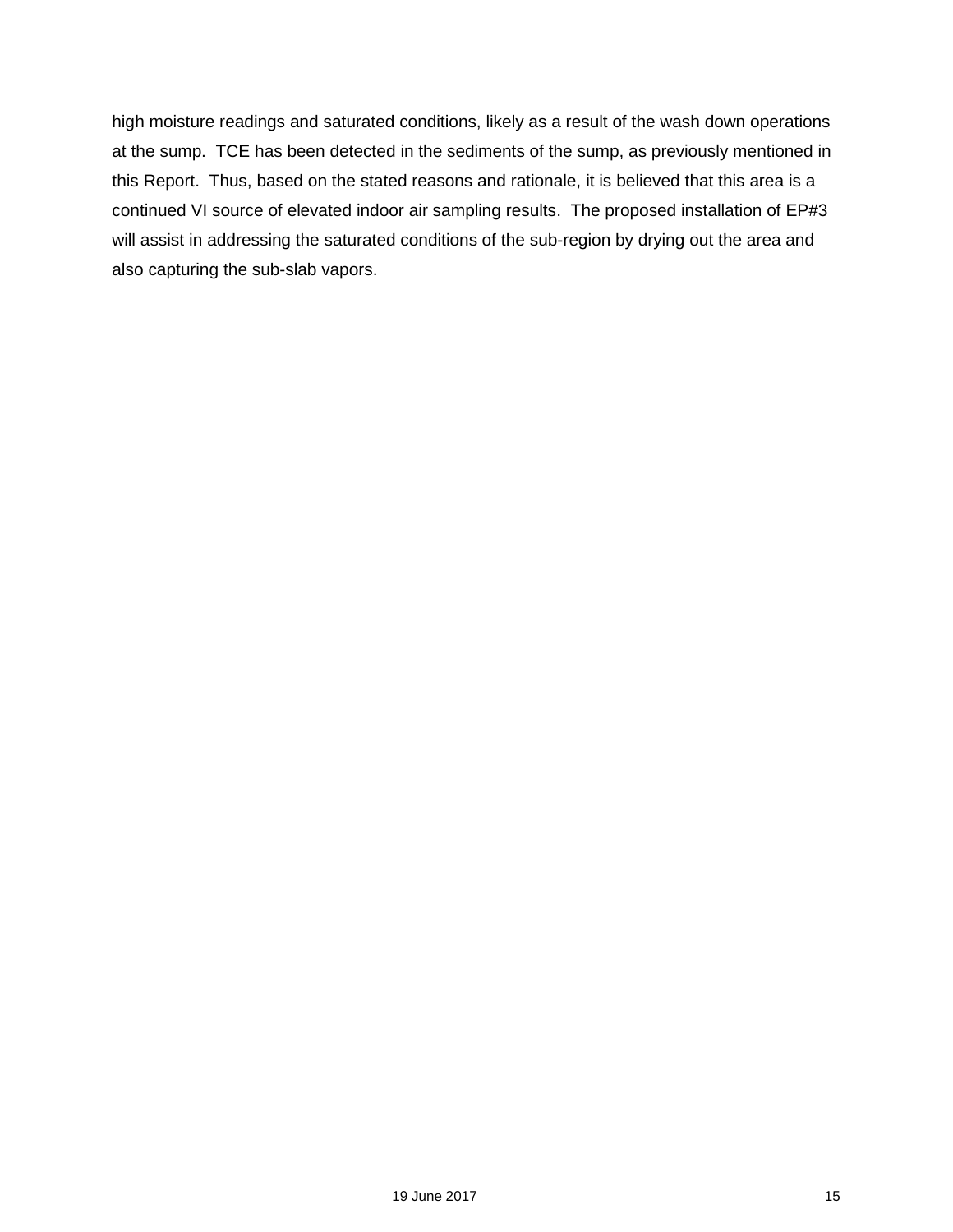high moisture readings and saturated conditions, likely as a result of the wash down operations at the sump. TCE has been detected in the sediments of the sump, as previously mentioned in this Report. Thus, based on the stated reasons and rationale, it is believed that this area is a continued VI source of elevated indoor air sampling results. The proposed installation of EP#3 will assist in addressing the saturated conditions of the sub-region by drying out the area and also capturing the sub-slab vapors.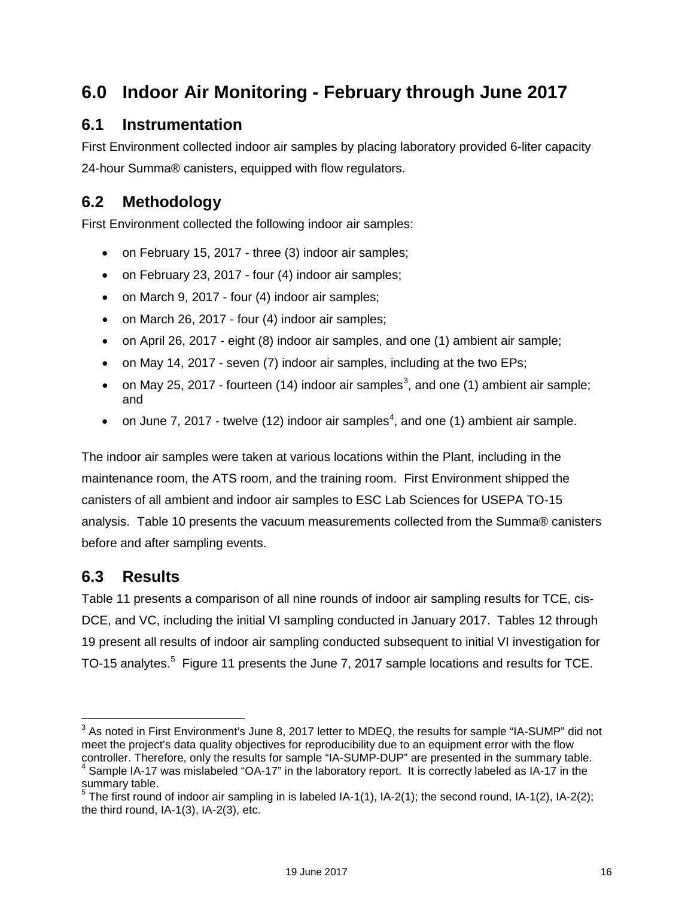# 6.0 Indoor Air Monitoring - February through June 2017

## 6.1 Instrumentation

First Environment collected indoor air samples by placing laboratory provided 6-liter capacity 24-hour Summa® canisters, equipped with flow regulators.

## 6.2 Methodology

First Environment collected the following indoor air samples:

- on February 15, 2017 - three (3) indoor air samples;
- on February 23, 2017 - four (4) indoor air samples;
- on March 9, 2017 - four (4) indoor air samples;
- on March 26, 2017 - four (4) indoor air samples;
- on April 26, 2017 - eight (8) indoor air samples, and one (1) ambient air sample;
- on May 14, 2017 - seven (7) indoor air samples, including at the two EPs;
- on May 25, 2017 - fourteen (14) indoor air samples[3], and one (1) ambient air sample; and
- on June 7, 2017 - twelve (12) indoor air samples[4], and one (1) ambient air sample.

The indoor air samples were taken at various locations within the Plant, including in the maintenance room, the ATS room, and the training room. First Environment shipped the canisters of all ambient and indoor air samples to ESC Lab Sciences for USEPA TO-15 analysis. Table 10 presents the vacuum measurements collected from the Summa® canisters before and after sampling events.

## 6.3 Results

Table 11 presents a comparison of all nine rounds of indoor air sampling results for TCE, cis-DCE, and VC, including the initial VI sampling conducted in January 2017. Tables 12 through 19 present all results of indoor air sampling conducted subsequent to initial VI investigation for TO-15 analytes.[5] Figure 11 presents the June 7, 2017 sample locations and results for TCE.

---

[3] As noted in First Environment's June 8, 2017 letter to MDEQ, the results for sample "IA-SUMP" did not meet the project's data quality objectives for reproducibility due to an equipment error with the flow controller. Therefore, only the results for sample "IA-SUMP-DUP" are presented in the summary table.

[4] Sample IA-17 was mislabeled "OA-17" in the laboratory report. It is correctly labeled as IA-17 in the summary table.

[5] The first round of indoor air sampling in is labeled IA-1(1), IA-2(1); the second round, IA-1(2), IA-2(2); the third round, IA-1(3), IA-2(3), etc.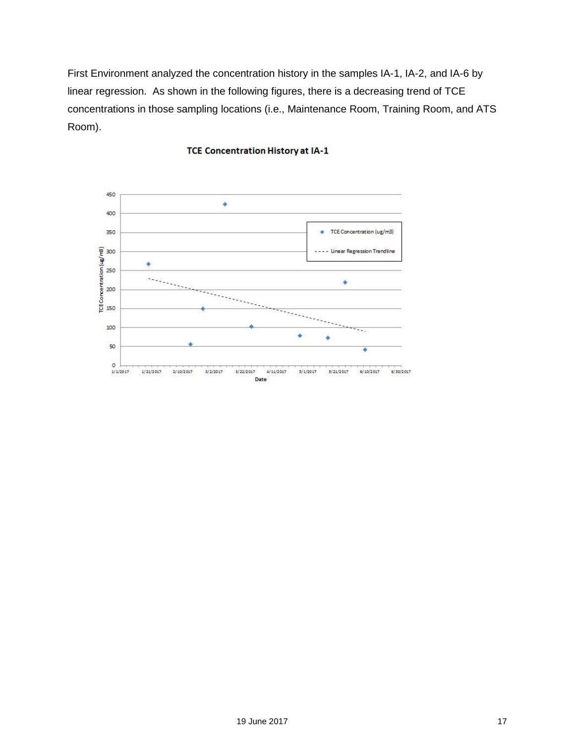First Environment analyzed the concentration history in the samples IA-1, IA-2, and IA-6 by linear regression. As shown in the following figures, there is a decreasing trend of TCE concentrations in those sampling locations (i.e., Maintenance Room, Training Room, and ATS Room).

**TCE Concentration History at IA-1**

TCE Concentration (ug/m3)

450
400
350
300
250
200
150
100
50
0

1/1/2017 1/21/2017 2/10/2017 3/2/2017 3/22/2017 4/11/2017 5/1/2017 5/21/2017 6/10/2017 6/30/2017

Date

TCE Concentration (ug/m3)

Linear Regression Trendline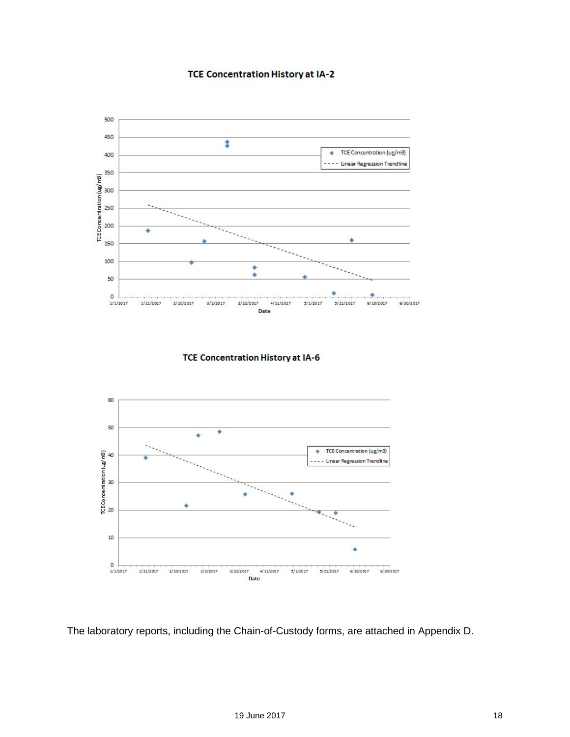**TCE Concentration History at IA-2**

500
450
400
350
300
250
200
150
100
50
0

TCE Concentration (ug/m3)

1/1/2017 1/21/2017 2/10/2017 3/2/2017 3/22/2017 4/11/2017 5/1/2017 5/21/2017 6/10/2017 6/30/2017

Date

TCE Concentration (ug/m3)

Linear Regression Trendline

**TCE Concentration History at IA-6**

60
50
40
30
20
10
0

TCE Concentration (ug/m3)

1/1/2017 1/21/2017 2/10/2017 3/2/2017 3/22/2017 4/11/2017 5/1/2017 5/21/2017 6/10/2017 6/30/2017

Date

TCE Concentration (ug/m3)

Linear Regression Trendline

The laboratory reports, including the Chain-of-Custody forms, are attached in Appendix D.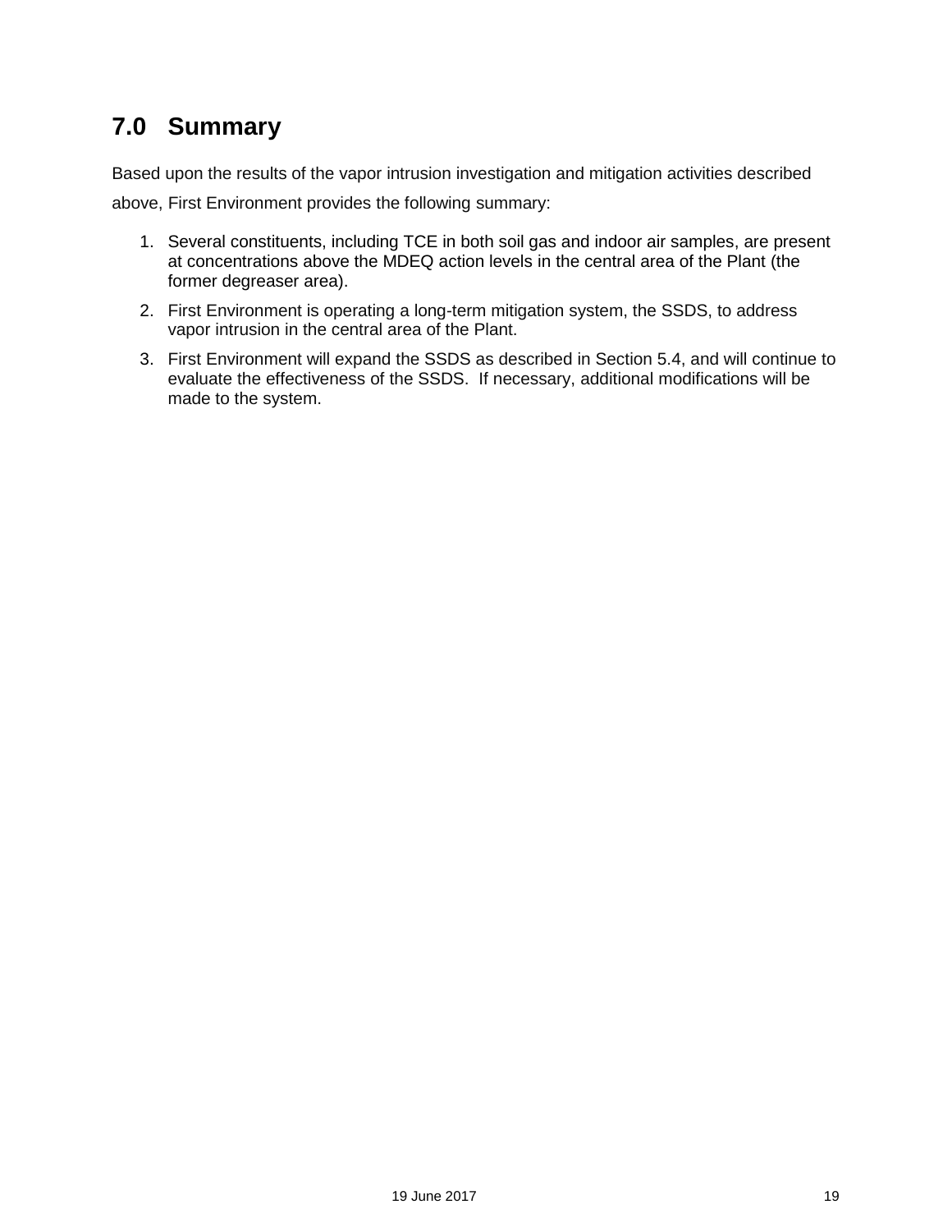## 7.0 Summary

Based upon the results of the vapor intrusion investigation and mitigation activities described above, First Environment provides the following summary:

1. Several constituents, including TCE in both soil gas and indoor air samples, are present at concentrations above the MDEQ action levels in the central area of the Plant (the former degreaser area).
2. First Environment is operating a long-term mitigation system, the SSDS, to address vapor intrusion in the central area of the Plant.
3. First Environment will expand the SSDS as described in Section 5.4, and will continue to evaluate the effectiveness of the SSDS. If necessary, additional modifications will be made to the system.